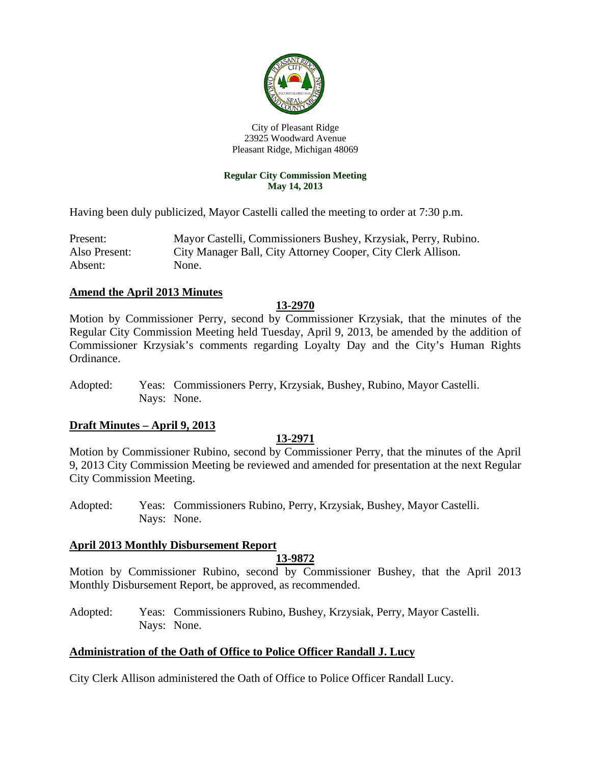City of Pleasant Ridge
23925 Woodward Avenue
Pleasant Ridge, Michigan 48069

**Regular City Commission Meeting**
**May 14, 2013**

Having been duly publicized, Mayor Castelli called the meeting to order at 7:30 p.m.

Present: Mayor Castelli, Commissioners Bushey, Krzysiak, Perry, Rubino.
Also Present: City Manager Ball, City Attorney Cooper, City Clerk Allison.
Absent: None.

## Amend the April 2013 Minutes

**13-2970**

Motion by Commissioner Perry, second by Commissioner Krzysiak, that the minutes of the Regular City Commission Meeting held Tuesday, April 9, 2013, be amended by the addition of Commissioner Krzysiak's comments regarding Loyalty Day and the City's Human Rights Ordinance.

Adopted: Yeas: Commissioners Perry, Krzysiak, Bushey, Rubino, Mayor Castelli.
Nays: None.

## Draft Minutes – April 9, 2013

**13-2971**

Motion by Commissioner Rubino, second by Commissioner Perry, that the minutes of the April 9, 2013 City Commission Meeting be reviewed and amended for presentation at the next Regular City Commission Meeting.

Adopted: Yeas: Commissioners Rubino, Perry, Krzysiak, Bushey, Mayor Castelli.
Nays: None.

## April 2013 Monthly Disbursement Report

**13-9872**

Motion by Commissioner Rubino, second by Commissioner Bushey, that the April 2013 Monthly Disbursement Report, be approved, as recommended.

Adopted: Yeas: Commissioners Rubino, Bushey, Krzysiak, Perry, Mayor Castelli.
Nays: None.

## Administration of the Oath of Office to Police Officer Randall J. Lucy

City Clerk Allison administered the Oath of Office to Police Officer Randall Lucy.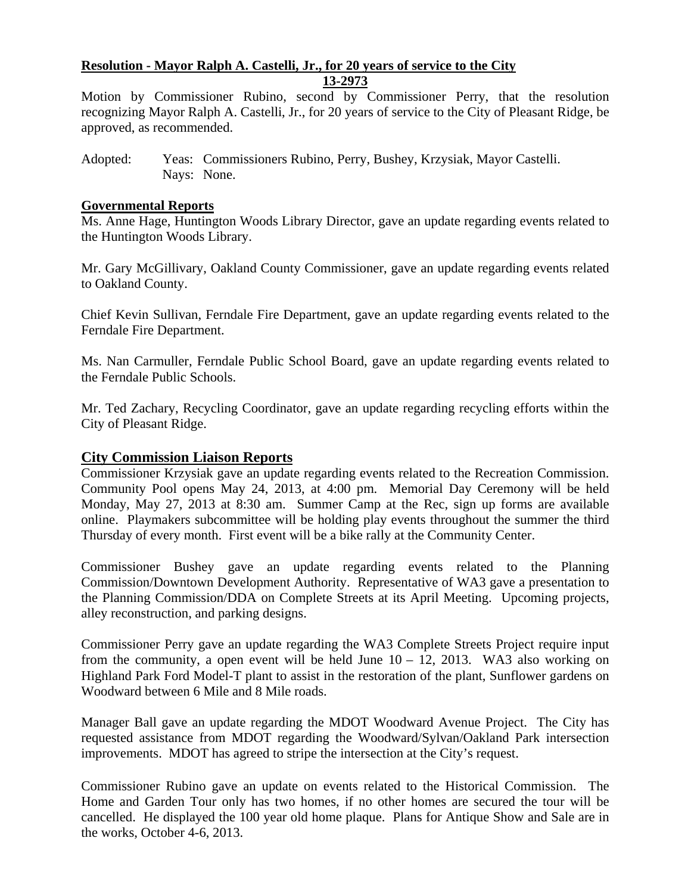**Resolution - Mayor Ralph A. Castelli, Jr., for 20 years of service to the City**

**13-2973**

Motion by Commissioner Rubino, second by Commissioner Perry, that the resolution recognizing Mayor Ralph A. Castelli, Jr., for 20 years of service to the City of Pleasant Ridge, be approved, as recommended.

Adopted: Yeas: Commissioners Rubino, Perry, Bushey, Krzysiak, Mayor Castelli.
Nays: None.

**Governmental Reports**

Ms. Anne Hage, Huntington Woods Library Director, gave an update regarding events related to the Huntington Woods Library.

Mr. Gary McGillivary, Oakland County Commissioner, gave an update regarding events related to Oakland County.

Chief Kevin Sullivan, Ferndale Fire Department, gave an update regarding events related to the Ferndale Fire Department.

Ms. Nan Carmuller, Ferndale Public School Board, gave an update regarding events related to the Ferndale Public Schools.

Mr. Ted Zachary, Recycling Coordinator, gave an update regarding recycling efforts within the City of Pleasant Ridge.

## City Commission Liaison Reports

Commissioner Krzysiak gave an update regarding events related to the Recreation Commission. Community Pool opens May 24, 2013, at 4:00 pm. Memorial Day Ceremony will be held Monday, May 27, 2013 at 8:30 am. Summer Camp at the Rec, sign up forms are available online. Playmakers subcommittee will be holding play events throughout the summer the third Thursday of every month. First event will be a bike rally at the Community Center.

Commissioner Bushey gave an update regarding events related to the Planning Commission/Downtown Development Authority. Representative of WA3 gave a presentation to the Planning Commission/DDA on Complete Streets at its April Meeting. Upcoming projects, alley reconstruction, and parking designs.

Commissioner Perry gave an update regarding the WA3 Complete Streets Project require input from the community, a open event will be held June 10 – 12, 2013. WA3 also working on Highland Park Ford Model-T plant to assist in the restoration of the plant, Sunflower gardens on Woodward between 6 Mile and 8 Mile roads.

Manager Ball gave an update regarding the MDOT Woodward Avenue Project. The City has requested assistance from MDOT regarding the Woodward/Sylvan/Oakland Park intersection improvements. MDOT has agreed to stripe the intersection at the City's request.

Commissioner Rubino gave an update on events related to the Historical Commission. The Home and Garden Tour only has two homes, if no other homes are secured the tour will be cancelled. He displayed the 100 year old home plaque. Plans for Antique Show and Sale are in the works, October 4-6, 2013.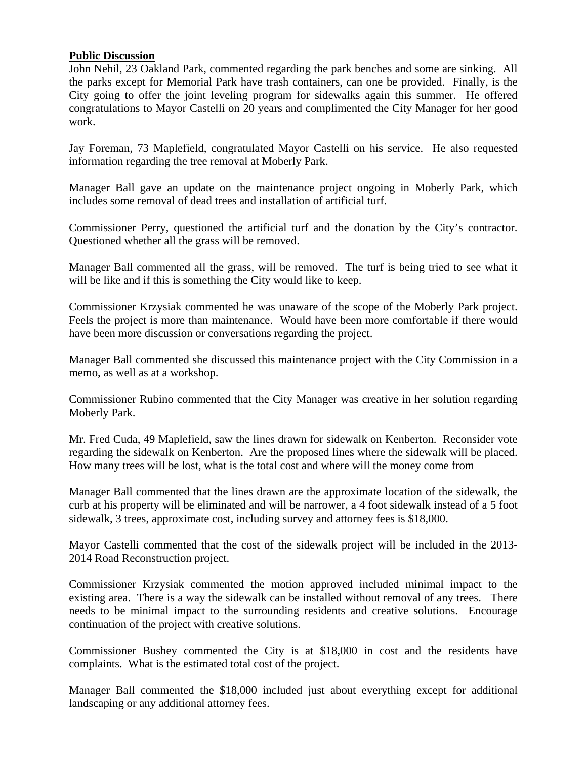**Public Discussion**

John Nehil, 23 Oakland Park, commented regarding the park benches and some are sinking. All the parks except for Memorial Park have trash containers, can one be provided. Finally, is the City going to offer the joint leveling program for sidewalks again this summer. He offered congratulations to Mayor Castelli on 20 years and complimented the City Manager for her good work.

Jay Foreman, 73 Maplefield, congratulated Mayor Castelli on his service. He also requested information regarding the tree removal at Moberly Park.

Manager Ball gave an update on the maintenance project ongoing in Moberly Park, which includes some removal of dead trees and installation of artificial turf.

Commissioner Perry, questioned the artificial turf and the donation by the City's contractor. Questioned whether all the grass will be removed.

Manager Ball commented all the grass, will be removed. The turf is being tried to see what it will be like and if this is something the City would like to keep.

Commissioner Krzysiak commented he was unaware of the scope of the Moberly Park project. Feels the project is more than maintenance. Would have been more comfortable if there would have been more discussion or conversations regarding the project.

Manager Ball commented she discussed this maintenance project with the City Commission in a memo, as well as at a workshop.

Commissioner Rubino commented that the City Manager was creative in her solution regarding Moberly Park.

Mr. Fred Cuda, 49 Maplefield, saw the lines drawn for sidewalk on Kenberton. Reconsider vote regarding the sidewalk on Kenberton. Are the proposed lines where the sidewalk will be placed. How many trees will be lost, what is the total cost and where will the money come from

Manager Ball commented that the lines drawn are the approximate location of the sidewalk, the curb at his property will be eliminated and will be narrower, a 4 foot sidewalk instead of a 5 foot sidewalk, 3 trees, approximate cost, including survey and attorney fees is $18,000.

Mayor Castelli commented that the cost of the sidewalk project will be included in the 2013-2014 Road Reconstruction project.

Commissioner Krzysiak commented the motion approved included minimal impact to the existing area. There is a way the sidewalk can be installed without removal of any trees. There needs to be minimal impact to the surrounding residents and creative solutions. Encourage continuation of the project with creative solutions.

Commissioner Bushey commented the City is at $18,000 in cost and the residents have complaints. What is the estimated total cost of the project.

Manager Ball commented the $18,000 included just about everything except for additional landscaping or any additional attorney fees.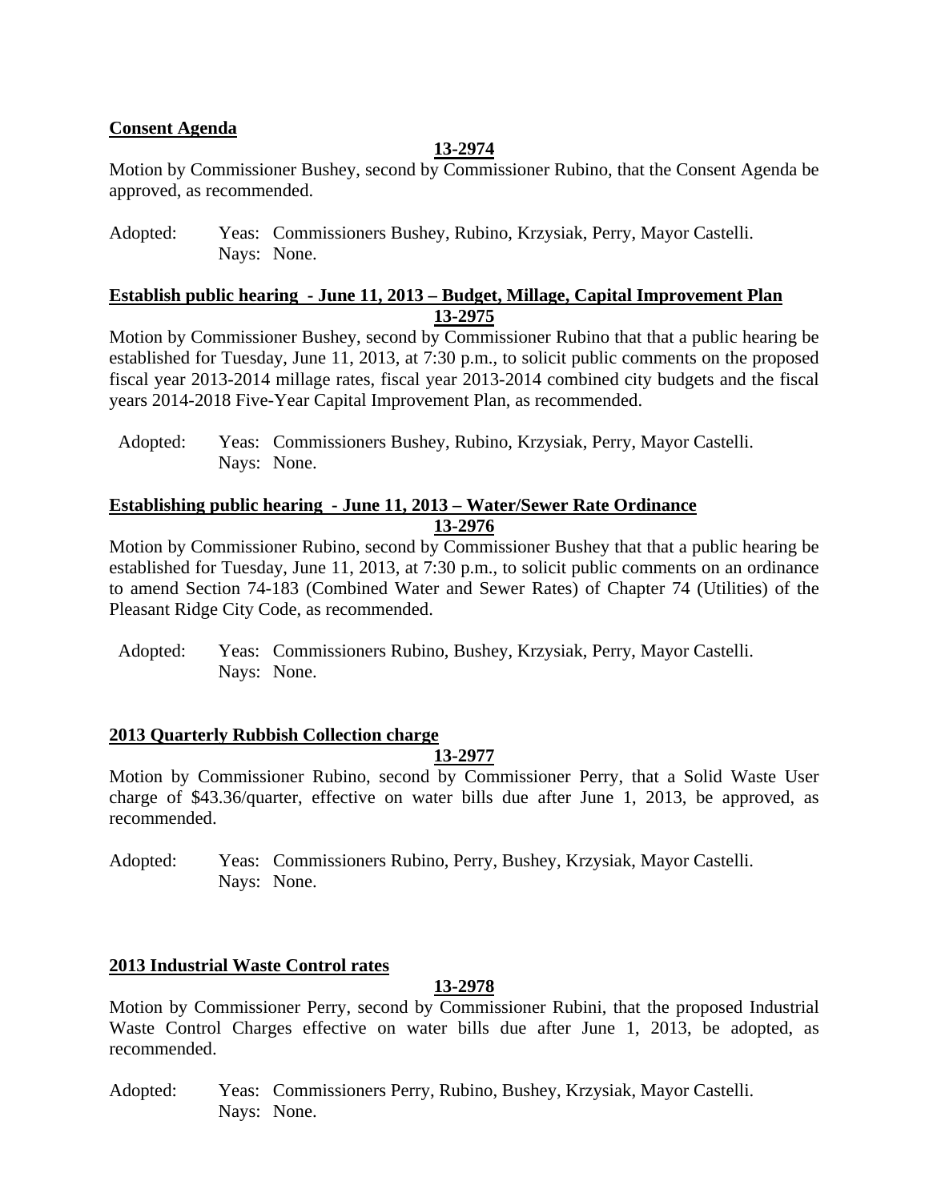**Consent Agenda**

**13-2974**

Motion by Commissioner Bushey, second by Commissioner Rubino, that the Consent Agenda be approved, as recommended.

Adopted: Yeas: Commissioners Bushey, Rubino, Krzysiak, Perry, Mayor Castelli.
Nays: None.

**Establish public hearing - June 11, 2013 – Budget, Millage, Capital Improvement Plan**

**13-2975**

Motion by Commissioner Bushey, second by Commissioner Rubino that that a public hearing be established for Tuesday, June 11, 2013, at 7:30 p.m., to solicit public comments on the proposed fiscal year 2013-2014 millage rates, fiscal year 2013-2014 combined city budgets and the fiscal years 2014-2018 Five-Year Capital Improvement Plan, as recommended.

Adopted: Yeas: Commissioners Bushey, Rubino, Krzysiak, Perry, Mayor Castelli.
Nays: None.

**Establishing public hearing - June 11, 2013 – Water/Sewer Rate Ordinance**

**13-2976**

Motion by Commissioner Rubino, second by Commissioner Bushey that that a public hearing be established for Tuesday, June 11, 2013, at 7:30 p.m., to solicit public comments on an ordinance to amend Section 74-183 (Combined Water and Sewer Rates) of Chapter 74 (Utilities) of the Pleasant Ridge City Code, as recommended.

Adopted: Yeas: Commissioners Rubino, Bushey, Krzysiak, Perry, Mayor Castelli.
Nays: None.

**2013 Quarterly Rubbish Collection charge**

**13-2977**

Motion by Commissioner Rubino, second by Commissioner Perry, that a Solid Waste User charge of $43.36/quarter, effective on water bills due after June 1, 2013, be approved, as recommended.

Adopted: Yeas: Commissioners Rubino, Perry, Bushey, Krzysiak, Mayor Castelli.
Nays: None.

**2013 Industrial Waste Control rates**

**13-2978**

Motion by Commissioner Perry, second by Commissioner Rubini, that the proposed Industrial Waste Control Charges effective on water bills due after June 1, 2013, be adopted, as recommended.

Adopted: Yeas: Commissioners Perry, Rubino, Bushey, Krzysiak, Mayor Castelli.
Nays: None.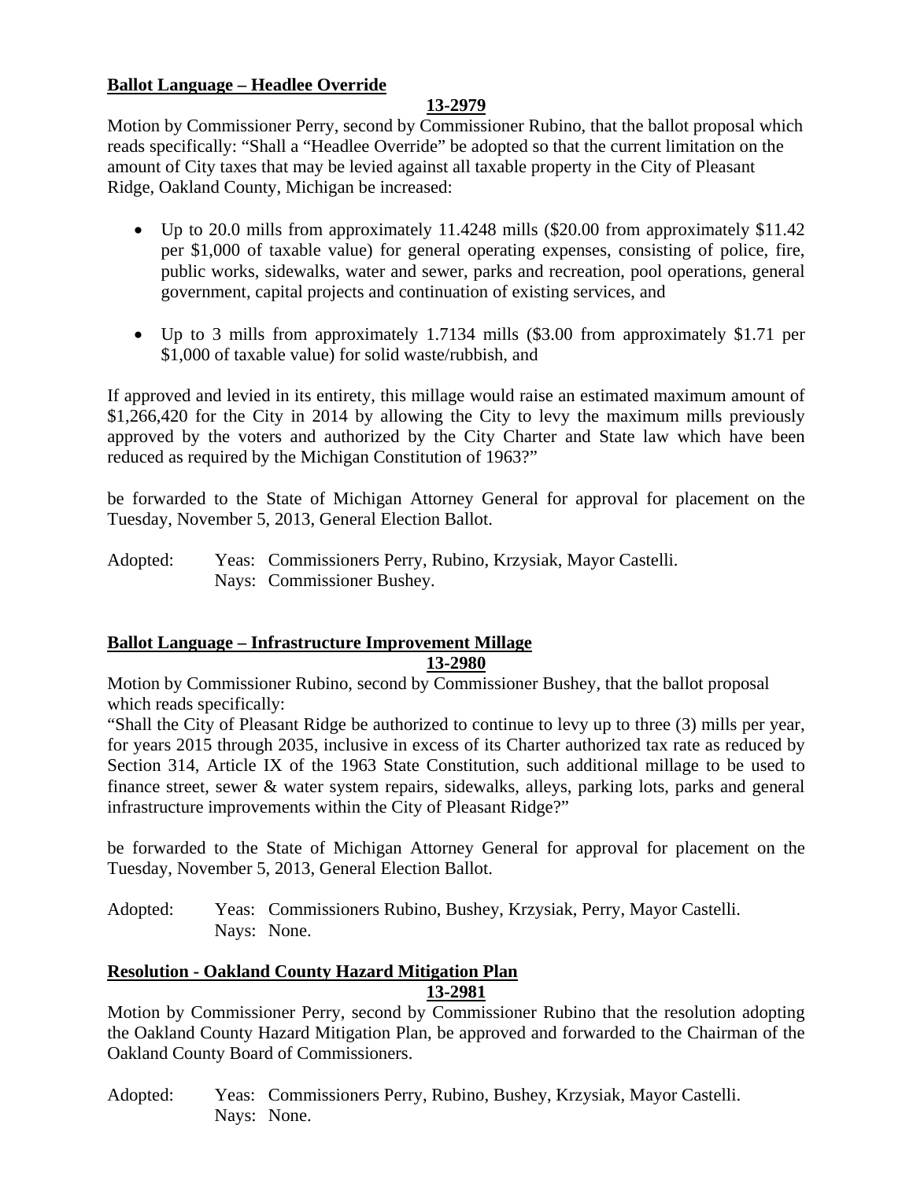**Ballot Language – Headlee Override**

**13-2979**

Motion by Commissioner Perry, second by Commissioner Rubino, that the ballot proposal which reads specifically: "Shall a "Headlee Override" be adopted so that the current limitation on the amount of City taxes that may be levied against all taxable property in the City of Pleasant Ridge, Oakland County, Michigan be increased:

- Up to 20.0 mills from approximately 11.4248 mills ($20.00 from approximately $11.42 per $1,000 of taxable value) for general operating expenses, consisting of police, fire, public works, sidewalks, water and sewer, parks and recreation, pool operations, general government, capital projects and continuation of existing services, and

- Up to 3 mills from approximately 1.7134 mills ($3.00 from approximately $1.71 per $1,000 of taxable value) for solid waste/rubbish, and

If approved and levied in its entirety, this millage would raise an estimated maximum amount of $1,266,420 for the City in 2014 by allowing the City to levy the maximum mills previously approved by the voters and authorized by the City Charter and State law which have been reduced as required by the Michigan Constitution of 1963?"

be forwarded to the State of Michigan Attorney General for approval for placement on the Tuesday, November 5, 2013, General Election Ballot.

Adopted: Yeas: Commissioners Perry, Rubino, Krzysiak, Mayor Castelli.
Nays: Commissioner Bushey.

**Ballot Language – Infrastructure Improvement Millage**

**13-2980**

Motion by Commissioner Rubino, second by Commissioner Bushey, that the ballot proposal which reads specifically:

"Shall the City of Pleasant Ridge be authorized to continue to levy up to three (3) mills per year, for years 2015 through 2035, inclusive in excess of its Charter authorized tax rate as reduced by Section 314, Article IX of the 1963 State Constitution, such additional millage to be used to finance street, sewer & water system repairs, sidewalks, alleys, parking lots, parks and general infrastructure improvements within the City of Pleasant Ridge?"

be forwarded to the State of Michigan Attorney General for approval for placement on the Tuesday, November 5, 2013, General Election Ballot.

Adopted: Yeas: Commissioners Rubino, Bushey, Krzysiak, Perry, Mayor Castelli.
Nays: None.

**Resolution - Oakland County Hazard Mitigation Plan**

**13-2981**

Motion by Commissioner Perry, second by Commissioner Rubino that the resolution adopting the Oakland County Hazard Mitigation Plan, be approved and forwarded to the Chairman of the Oakland County Board of Commissioners.

Adopted: Yeas: Commissioners Perry, Rubino, Bushey, Krzysiak, Mayor Castelli.
Nays: None.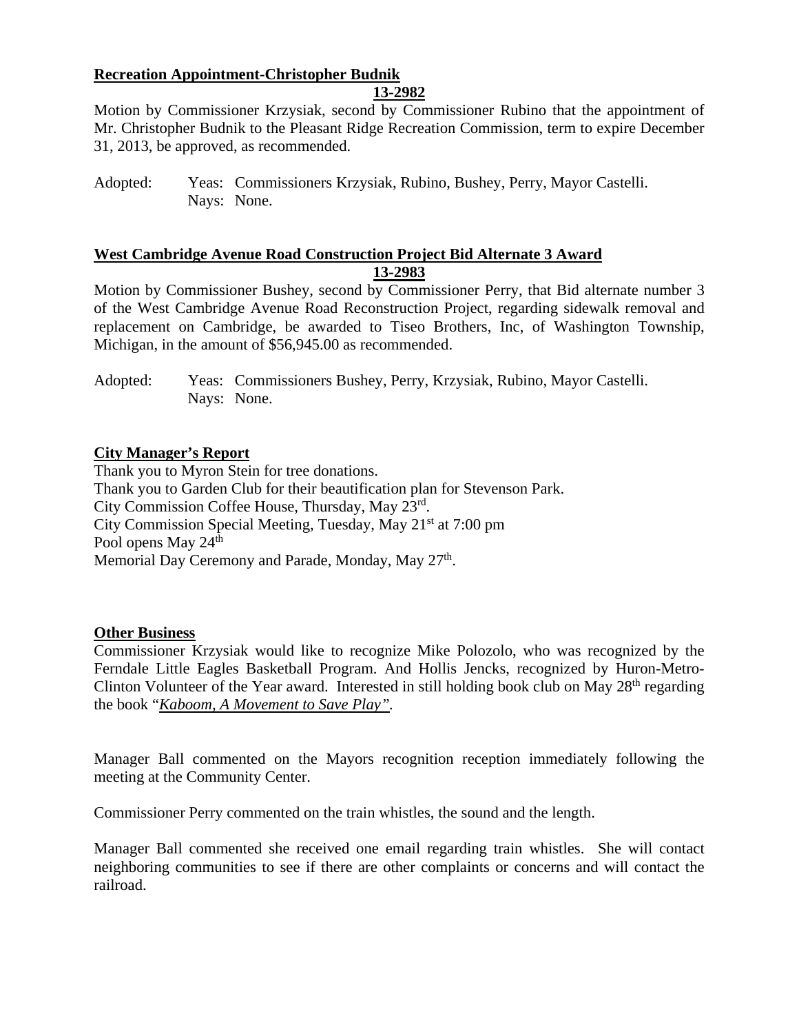**Recreation Appointment-Christopher Budnik**

**13-2982**

Motion by Commissioner Krzysiak, second by Commissioner Rubino that the appointment of Mr. Christopher Budnik to the Pleasant Ridge Recreation Commission, term to expire December 31, 2013, be approved, as recommended.

Adopted: Yeas: Commissioners Krzysiak, Rubino, Bushey, Perry, Mayor Castelli.
Nays: None.

**West Cambridge Avenue Road Construction Project Bid Alternate 3 Award**

**13-2983**

Motion by Commissioner Bushey, second by Commissioner Perry, that Bid alternate number 3 of the West Cambridge Avenue Road Reconstruction Project, regarding sidewalk removal and replacement on Cambridge, be awarded to Tiseo Brothers, Inc, of Washington Township, Michigan, in the amount of $56,945.00 as recommended.

Adopted: Yeas: Commissioners Bushey, Perry, Krzysiak, Rubino, Mayor Castelli.
Nays: None.

**City Manager's Report**

Thank you to Myron Stein for tree donations.
Thank you to Garden Club for their beautification plan for Stevenson Park.
City Commission Coffee House, Thursday, May 23rd.
City Commission Special Meeting, Tuesday, May 21st at 7:00 pm
Pool opens May 24th
Memorial Day Ceremony and Parade, Monday, May 27th.

**Other Business**

Commissioner Krzysiak would like to recognize Mike Polozolo, who was recognized by the Ferndale Little Eagles Basketball Program. And Hollis Jencks, recognized by Huron-Metro-Clinton Volunteer of the Year award. Interested in still holding book club on May 28th regarding the book "*Kaboom, A Movement to Save Play"*.

Manager Ball commented on the Mayors recognition reception immediately following the meeting at the Community Center.

Commissioner Perry commented on the train whistles, the sound and the length.

Manager Ball commented she received one email regarding train whistles. She will contact neighboring communities to see if there are other complaints or concerns and will contact the railroad.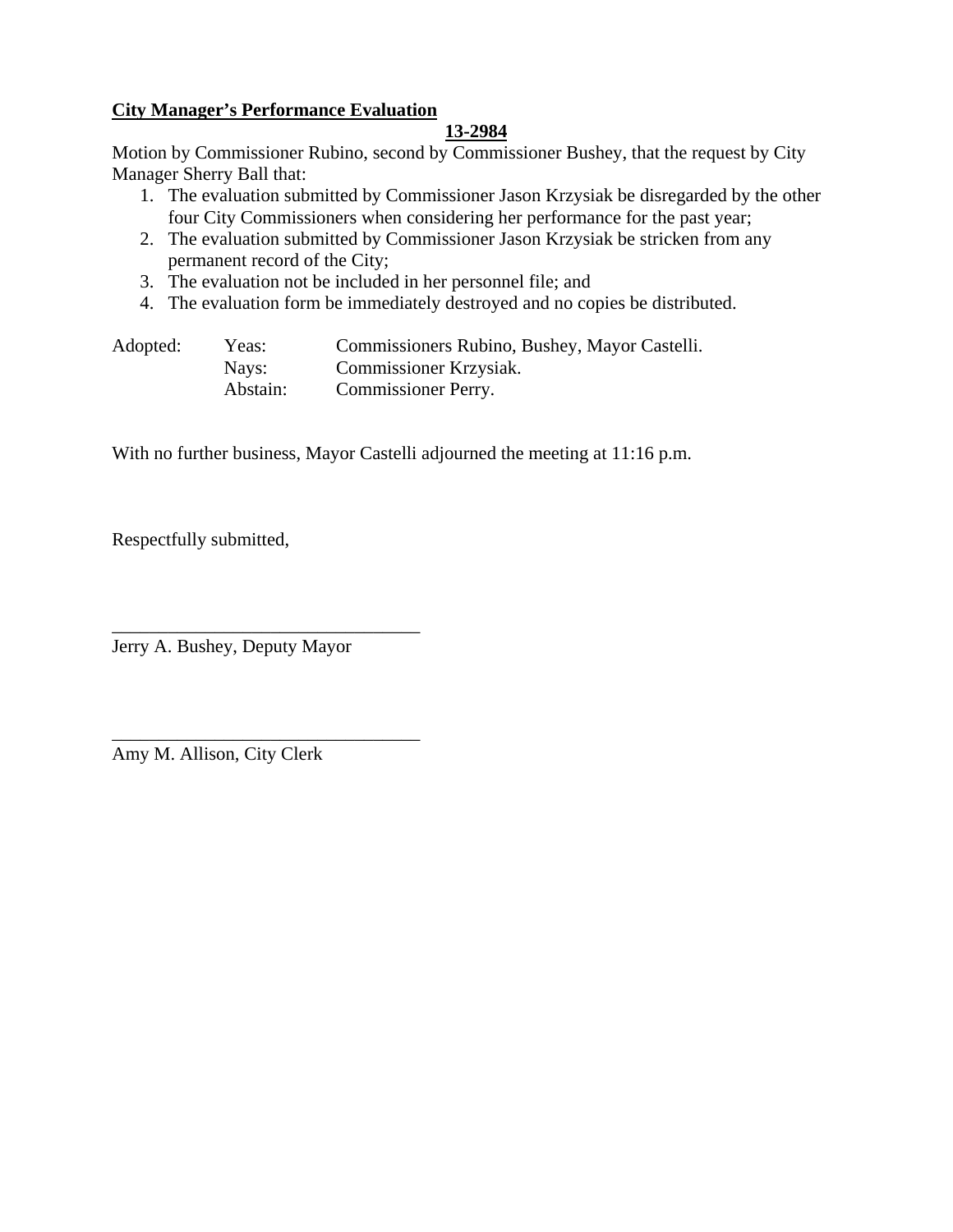**City Manager's Performance Evaluation**

**13-2984**

Motion by Commissioner Rubino, second by Commissioner Bushey, that the request by City Manager Sherry Ball that:

1. The evaluation submitted by Commissioner Jason Krzysiak be disregarded by the other four City Commissioners when considering her performance for the past year;
2. The evaluation submitted by Commissioner Jason Krzysiak be stricken from any permanent record of the City;
3. The evaluation not be included in her personnel file; and
4. The evaluation form be immediately destroyed and no copies be distributed.

| | | |
|---|---|---|
| Adopted: | Yeas: | Commissioners Rubino, Bushey, Mayor Castelli. |
| | Nays: | Commissioner Krzysiak. |
| | Abstain: | Commissioner Perry. |

With no further business, Mayor Castelli adjourned the meeting at 11:16 p.m.

Respectfully submitted,

_________________________________

Jerry A. Bushey, Deputy Mayor

_________________________________

Amy M. Allison, City Clerk